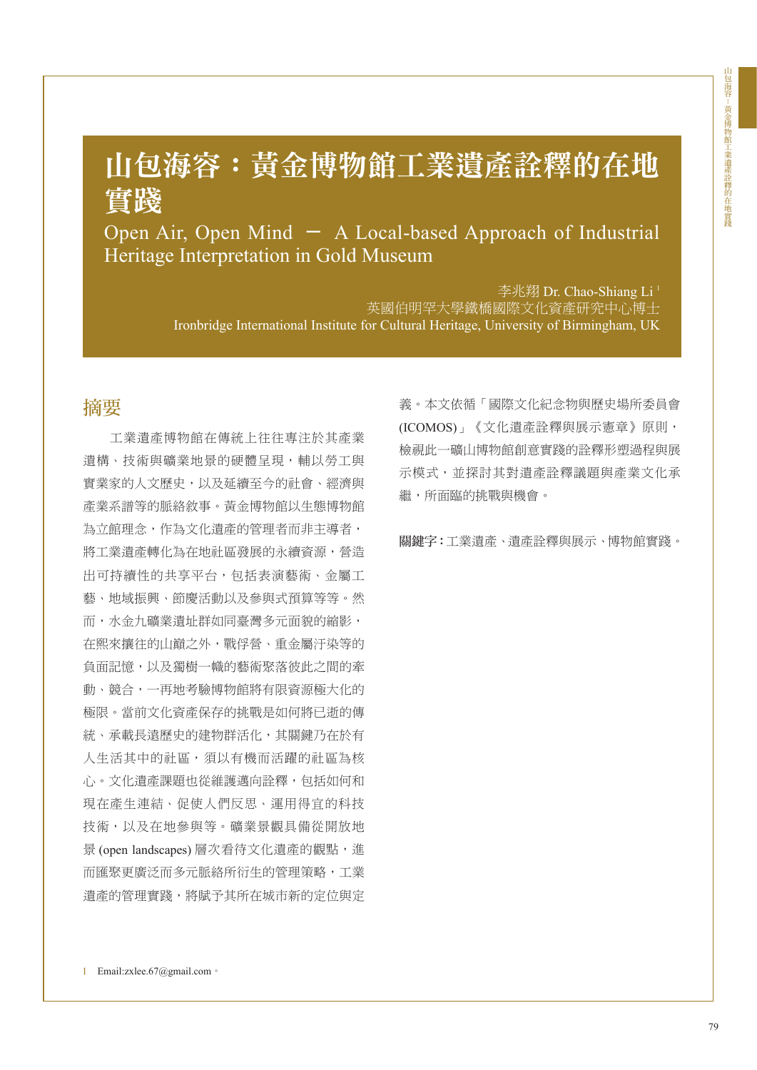# 山包海容：黃金博物館工業遺產詮釋的在地實踐

Open Air, Open Mind － A Local-based Approach of Industrial Heritage Interpretation in Gold Museum

李兆翔 Dr. Chao-Shiang Li[1]

英國伯明罕大學鐵橋國際文化資產研究中心博士

Ironbridge International Institute for Cultural Heritage, University of Birmingham, UK

## 摘要

工業遺產博物館在傳統上往往專注於其產業遺構、技術與礦業地景的硬體呈現，輔以勞工與實業家的人文歷史，以及延續至今的社會、經濟與產業系譜等的脈絡敘事。黃金博物館以生態博物館為立館理念，作為文化遺產的管理者而非主導者，將工業遺產轉化為在地社區發展的永續資源，營造出可持續性的共享平台，包括表演藝術、金屬工藝、地域振興、節慶活動以及參與式預算等等。然而，水金九礦業遺址群如同臺灣多元面貌的縮影，在熙來攘往的山巔之外，戰俘營、重金屬汙染等的負面記憶，以及獨樹一幟的藝術聚落彼此之間的牽動、競合，一再地考驗博物館將有限資源極大化的極限。當前文化資產保存的挑戰是如何將已逝的傳統、承載長遠歷史的建物群活化，其關鍵乃在於有人生活其中的社區，須以有機而活躍的社區為核心。文化遺產課題也從維護邁向詮釋，包括如何和現在產生連結、促使人們反思、運用得宜的科技技術，以及在地參與等。礦業景觀具備從開放地景 (open landscapes) 層次看待文化遺產的觀點，進而匯聚更廣泛而多元脈絡所衍生的管理策略，工業遺產的管理實踐，將賦予其所在城市新的定位與定義。本文依循「國際文化紀念物與歷史場所委員會 (ICOMOS)」《文化遺產詮釋與展示憲章》原則，檢視此一礦山博物館創意實踐的詮釋形塑過程與展示模式，並探討其對遺產詮釋議題與產業文化承繼，所面臨的挑戰與機會。

**關鍵字：**工業遺產、遺產詮釋與展示、博物館實踐。

---

1 Email:zxlee.67@gmail.com。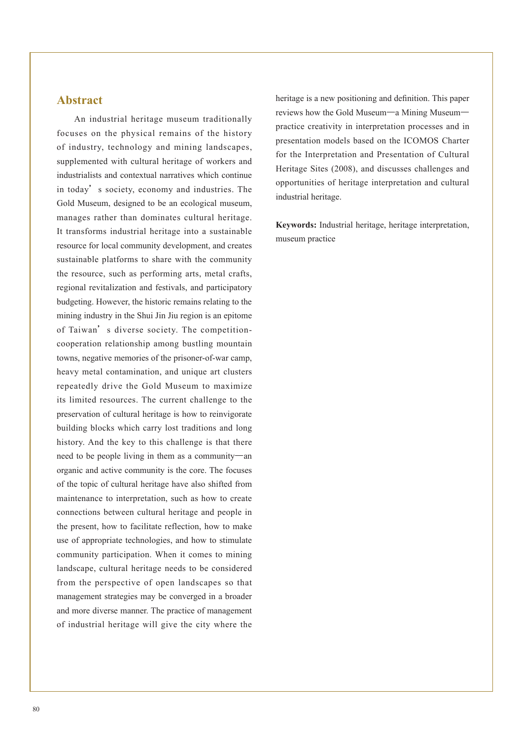## Abstract

An industrial heritage museum traditionally focuses on the physical remains of the history of industry, technology and mining landscapes, supplemented with cultural heritage of workers and industrialists and contextual narratives which continue in today's society, economy and industries. The Gold Museum, designed to be an ecological museum, manages rather than dominates cultural heritage. It transforms industrial heritage into a sustainable resource for local community development, and creates sustainable platforms to share with the community the resource, such as performing arts, metal crafts, regional revitalization and festivals, and participatory budgeting. However, the historic remains relating to the mining industry in the Shui Jin Jiu region is an epitome of Taiwan's diverse society. The competition-cooperation relationship among bustling mountain towns, negative memories of the prisoner-of-war camp, heavy metal contamination, and unique art clusters repeatedly drive the Gold Museum to maximize its limited resources. The current challenge to the preservation of cultural heritage is how to reinvigorate building blocks which carry lost traditions and long history. And the key to this challenge is that there need to be people living in them as a community—an organic and active community is the core. The focuses of the topic of cultural heritage have also shifted from maintenance to interpretation, such as how to create connections between cultural heritage and people in the present, how to facilitate reflection, how to make use of appropriate technologies, and how to stimulate community participation. When it comes to mining landscape, cultural heritage needs to be considered from the perspective of open landscapes so that management strategies may be converged in a broader and more diverse manner. The practice of management of industrial heritage will give the city where the heritage is a new positioning and definition. This paper reviews how the Gold Museum—a Mining Museum—practice creativity in interpretation processes and in presentation models based on the ICOMOS Charter for the Interpretation and Presentation of Cultural Heritage Sites (2008), and discusses challenges and opportunities of heritage interpretation and cultural industrial heritage.

**Keywords:** Industrial heritage, heritage interpretation, museum practice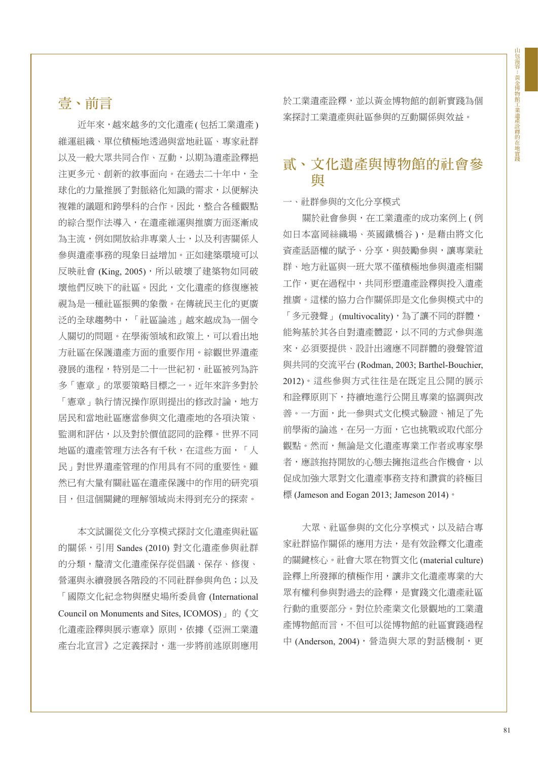## 壹、前言

近年來，越來越多的文化遺產(包括工業遺產)維運組織、單位積極地透過與當地社區、專家社群以及一般大眾共同合作、互動，以期為遺產詮釋挹注更多元、創新的敘事面向。在過去二十年中，全球化的力量推展了對脈絡化知識的需求，以便解決複雜的議題和跨學科的合作。因此，整合各種觀點的綜合型作法導入，在遺產維運與推廣方面逐漸成為主流，例如開放給非專業人士，以及利害關係人參與遺產事務的現象日益增加。正如建築環境可以反映社會 (King, 2005)，所以破壞了建築物如同破壞他們反映下的社區。因此，文化遺產的修復應被視為是一種社區振興的象徵。在傳統民主化的更廣泛的全球趨勢中，「社區論述」越來越成為一個令人關切的問題。在學術領域和政策上，可以看出地方社區在保護遺產方面的重要作用。綜觀世界遺產發展的進程，特別是二十一世紀初，社區被列為許多「憲章」的眾要策略目標之一。近年來許多對於「憲章」執行情況操作原則提出的修改討論，地方居民和當地社區應當參與文化遺產地的各項決策、監測和評估，以及對於價值認同的詮釋。世界不同地區的遺產管理方法各有千秋，在這些方面，「人民」對世界遺產管理的作用具有不同的重要性。雖然已有大量有關社區在遺產保護中的作用的研究項目，但這個關鍵的理解領域尚未得到充分的探索。

本文試圖從文化分享模式探討文化遺產與社區的關係，引用 Sandes (2010) 對文化遺產參與社群的分類，釐清文化遺產保存從倡議、保存、修復、營運與永續發展各階段的不同社群參與角色；以及「國際文化紀念物與歷史場所委員會 (International Council on Monuments and Sites, ICOMOS)」的《文化遺產詮釋與展示憲章》原則，依據《亞洲工業遺產台北宣言》之定義探討，進一步將前述原則應用於工業遺產詮釋，並以黃金博物館的創新實踐為個案探討工業遺產與社區參與的互動關係與效益。

## 貳、文化遺產與博物館的社會參與

一、社群參與的文化分享模式

關於社會參與，在工業遺產的成功案例上(例如日本富岡絲織場、英國鐵橋谷)，是藉由將文化資產話語權的賦予、分享，與鼓勵參與，讓專業社群、地方社區與一班大眾不僅積極地參與遺產相關工作，更在過程中，共同形塑遺產詮釋與投入遺產推廣。這樣的協力合作關係即是文化參與模式中的「多元發聲」(multivocality)，為了讓不同的群體，能夠基於其各自對遺產體認，以不同的方式參與進來，必須要提供、設計出適應不同群體的發聲管道與共同的交流平台 (Rodman, 2003; Barthel-Bouchier, 2012)。這些參與方式往往是在既定且公開的展示和詮釋原則下，持續地進行公開且專業的協調與改善。一方面，此一參與式文化模式驗證、補足了先前學術的論述，在另一方面，它也挑戰或取代部分觀點。然而，無論是文化遺產專業工作者或專家學者，應該抱持開放的心態去擁抱這些合作機會，以促成加強大眾對文化遺產事務支持和讚賞的終極目標 (Jameson and Eogan 2013; Jameson 2014)。

大眾、社區參與的文化分享模式，以及結合專家社群協作關係的應用方法，是有效詮釋文化遺產的關鍵核心。社會大眾在物質文化 (material culture) 詮釋上所發揮的積極作用，讓非文化遺產專業的大眾有權利參與對過去的詮釋，是實踐文化遺產社區行動的重要部分。對位於產業文化景觀地的工業遺產博物館而言，不但可以從博物館的社區實踐過程中 (Anderson, 2004)，營造與大眾的對話機制，更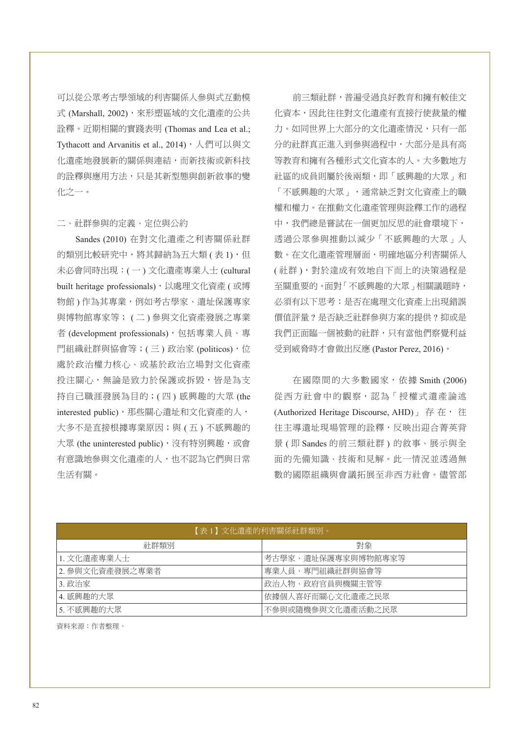可以從公眾考古學領域的利害關係人參與式互動模式 (Marshall, 2002)，來形塑區域的文化遺產的公共詮釋。近期相關的實踐表明 (Thomas and Lea et al.; Tythacott and Arvanitis et al., 2014)，人們可以與文化遺產地發展新的關係與連結，而新技術或新科技的詮釋與應用方法，只是其新型態與創新敘事的變化之一。

## 二、社群參與的定義、定位與公約

Sandes (2010) 在對文化遺產之利害關係社群的類別比較研究中，將其歸納為五大類 ( 表 1)，但未必會同時出現：( 一 ) 文化遺產專業人士 (cultural built heritage professionals)，以處理文化資產 ( 或博物館 ) 作為其專業，例如考古學家、遺址保護專家與博物館專家等； ( 二 ) 參與文化資產發展之專業者 (development professionals)，包括專業人員、專門組織社群與協會等；( 三 ) 政治家 (politicos)，位處於政治權力核心、或基於政治立場對文化資產投注關心，無論是致力於保護或拆毀，皆是為支持自己職涯發展為目的；( 四 ) 感興趣的大眾 (the interested public)，那些關心遺址和文化資產的人，大多不是直接根據專業原因；與 ( 五 ) 不感興趣的大眾 (the uninterested public)，沒有特別興趣，或會有意識地參與文化遺產的人，也不認為它們與日常生活有關。

前三類社群，普遍受過良好教育和擁有較佳文化資本，因此往往對文化遺產有直接行使裁量的權力。如同世界上大部分的文化遺產情況，只有一部分的社群真正進入到參與過程中，大部分是具有高等教育和擁有各種形式文化資本的人。大多數地方社區的成員則屬於後兩類，即「感興趣的大眾」和「不感興趣的大眾」，通常缺乏對文化資產上的職權和權力。在推動文化遺產管理與詮釋工作的過程中，我們總是嘗試在一個更加反思的社會環境下，透過公眾參與推動以減少「不感興趣的大眾」人數。在文化遺產管理層面，明確地區分利害關係人 ( 社群 )，對於達成有效地自下而上的決策過程是至關重要的。面對「不感興趣的大眾」相關議題時，必須有以下思考：是否在處理文化資產上出現錯誤價值評量？是否缺乏社群參與方案的提供？抑或是我們正面臨一個被動的社群，只有當他們察覺利益受到威脅時才會做出反應 (Pastor Perez, 2016)。

在國際間的大多數國家，依據 Smith (2006) 從西方社會中的觀察，認為「授權式遺產論述 (Authorized Heritage Discourse, AHD)」存在，往往主導遺址現場管理的詮釋，反映出迎合菁英背景 ( 即 Sandes 的前三類社群 ) 的敘事、展示與全面的先備知識、技術和見解。此一情況並透過無數的國際組織與會議拓展至非西方社會。儘管部

【表 1】文化遺產的利害關係社群類別。

| 社群類別 | 對象 |
|---|---|
| 1. 文化遺產專業人士 | 考古學家、遺址保護專家與博物館專家等 |
| 2. 參與文化資產發展之專業者 | 專業人員、專門組織社群與協會等 |
| 3. 政治家 | 政治人物、政府官員與機關主管等 |
| 4. 感興趣的大眾 | 依據個人喜好而關心文化遺產之民眾 |
| 5. 不感興趣的大眾 | 不參與或隨機參與文化遺產活動之民眾 |

資料來源：作者整理。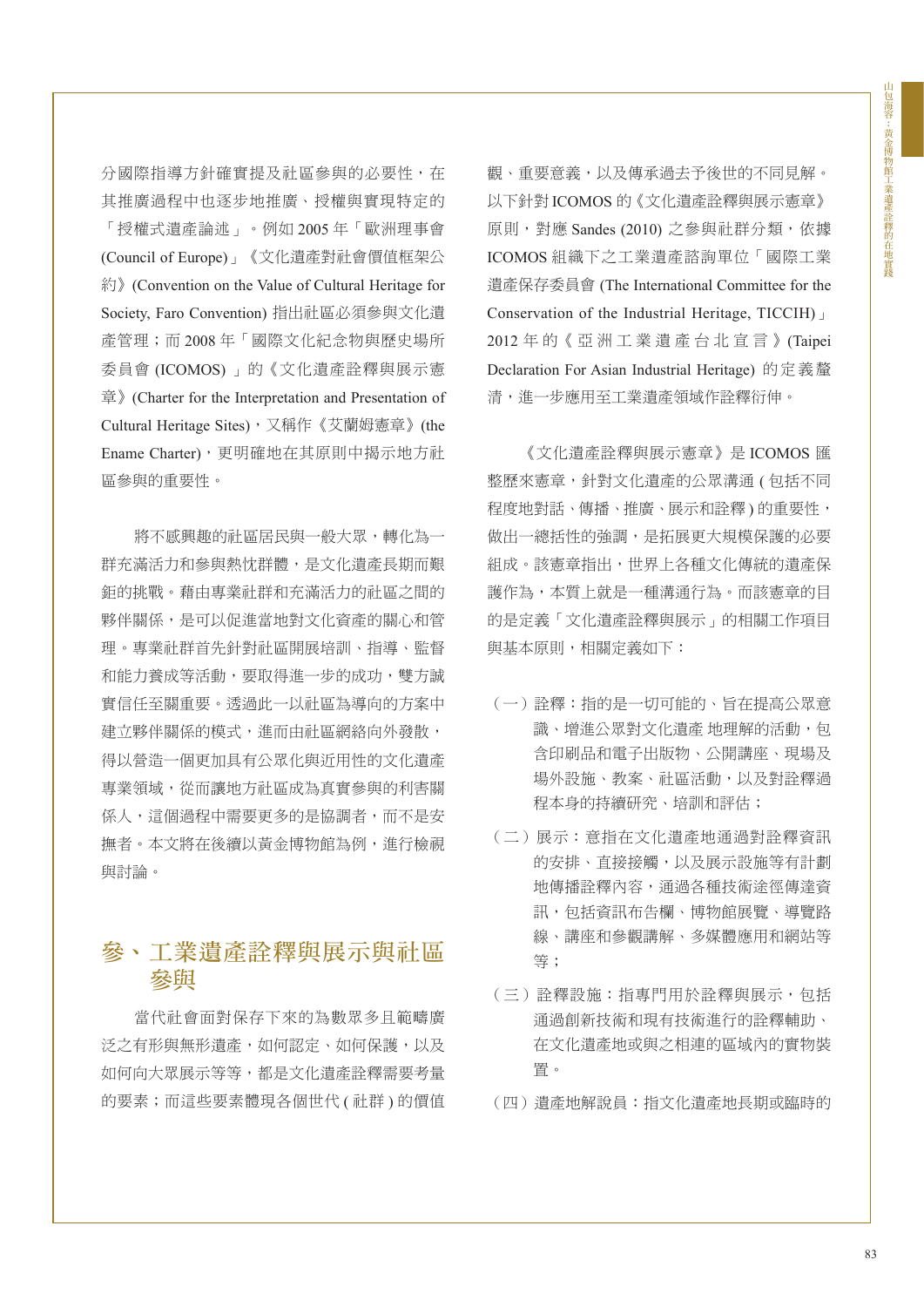分國際指導方針確實提及社區參與的必要性，在其推廣過程中也逐步地推廣、授權與實現特定的「授權式遺產論述」。例如 2005 年「歐洲理事會 (Council of Europe)」《文化遺產對社會價值框架公約》(Convention on the Value of Cultural Heritage for Society, Faro Convention) 指出社區必須參與文化遺產管理；而 2008 年「國際文化紀念物與歷史場所委員會 (ICOMOS) 」的《文化遺產詮釋與展示憲章》(Charter for the Interpretation and Presentation of Cultural Heritage Sites)，又稱作《艾蘭姆憲章》(the Ename Charter)，更明確地在其原則中揭示地方社區參與的重要性。

將不感興趣的社區居民與一般大眾，轉化為一群充滿活力和參與熱忱群體，是文化遺產長期而艱鉅的挑戰。藉由專業社群和充滿活力的社區之間的夥伴關係，是可以促進當地對文化資產的關心和管理。專業社群首先針對社區開展培訓、指導、監督和能力養成等活動，要取得進一步的成功，雙方誠實信任至關重要。透過此一以社區為導向的方案中建立夥伴關係的模式，進而由社區網絡向外發散，得以營造一個更加具有公眾化與近用性的文化遺產專業領域，從而讓地方社區成為真實參與的利害關係人，這個過程中需要更多的是協調者，而不是安撫者。本文將在後續以黃金博物館為例，進行檢視與討論。

## 參、工業遺產詮釋與展示與社區參與

當代社會面對保存下來的為數眾多且範疇廣泛之有形與無形遺產，如何認定、如何保護，以及如何向大眾展示等等，都是文化遺產詮釋需要考量的要素；而這些要素體現各個世代 ( 社群 ) 的價值觀、重要意義，以及傳承過去予後世的不同見解。以下針對 ICOMOS 的《文化遺產詮釋與展示憲章》原則，對應 Sandes (2010) 之參與社群分類，依據 ICOMOS 組織下之工業遺產諮詢單位「國際工業遺產保存委員會 (The International Committee for the Conservation of the Industrial Heritage, TICCIH)」2012 年的《亞洲工業遺產台北宣言》(Taipei Declaration For Asian Industrial Heritage) 的定義釐清，進一步應用至工業遺產領域作詮釋衍伸。

《文化遺產詮釋與展示憲章》是 ICOMOS 匯整歷來憲章，針對文化遺產的公眾溝通 ( 包括不同程度地對話、傳播、推廣、展示和詮釋 ) 的重要性，做出一總括性的強調，是拓展更大規模保護的必要組成。該憲章指出，世界上各種文化傳統的遺產保護作為，本質上就是一種溝通行為。而該憲章的目的是定義「文化遺產詮釋與展示」的相關工作項目與基本原則，相關定義如下：

（一）詮釋：指的是一切可能的、旨在提高公眾意識、增進公眾對文化遺產 地理解的活動，包含印刷品和電子出版物、公開講座、現場及場外設施、教案、社區活動，以及對詮釋過程本身的持續研究、培訓和評估；

（二）展示：意指在文化遺產地通過對詮釋資訊的安排、直接接觸，以及展示設施等有計劃地傳播詮釋內容，通過各種技術途徑傳達資訊，包括資訊布告欄、博物館展覽、導覽路線、講座和參觀講解、多媒體應用和網站等等；

（三）詮釋設施：指專門用於詮釋與展示，包括通過創新技術和現有技術進行的詮釋輔助、在文化遺產地或與之相連的區域內的實物裝置。

（四）遺產地解說員：指文化遺產地長期或臨時的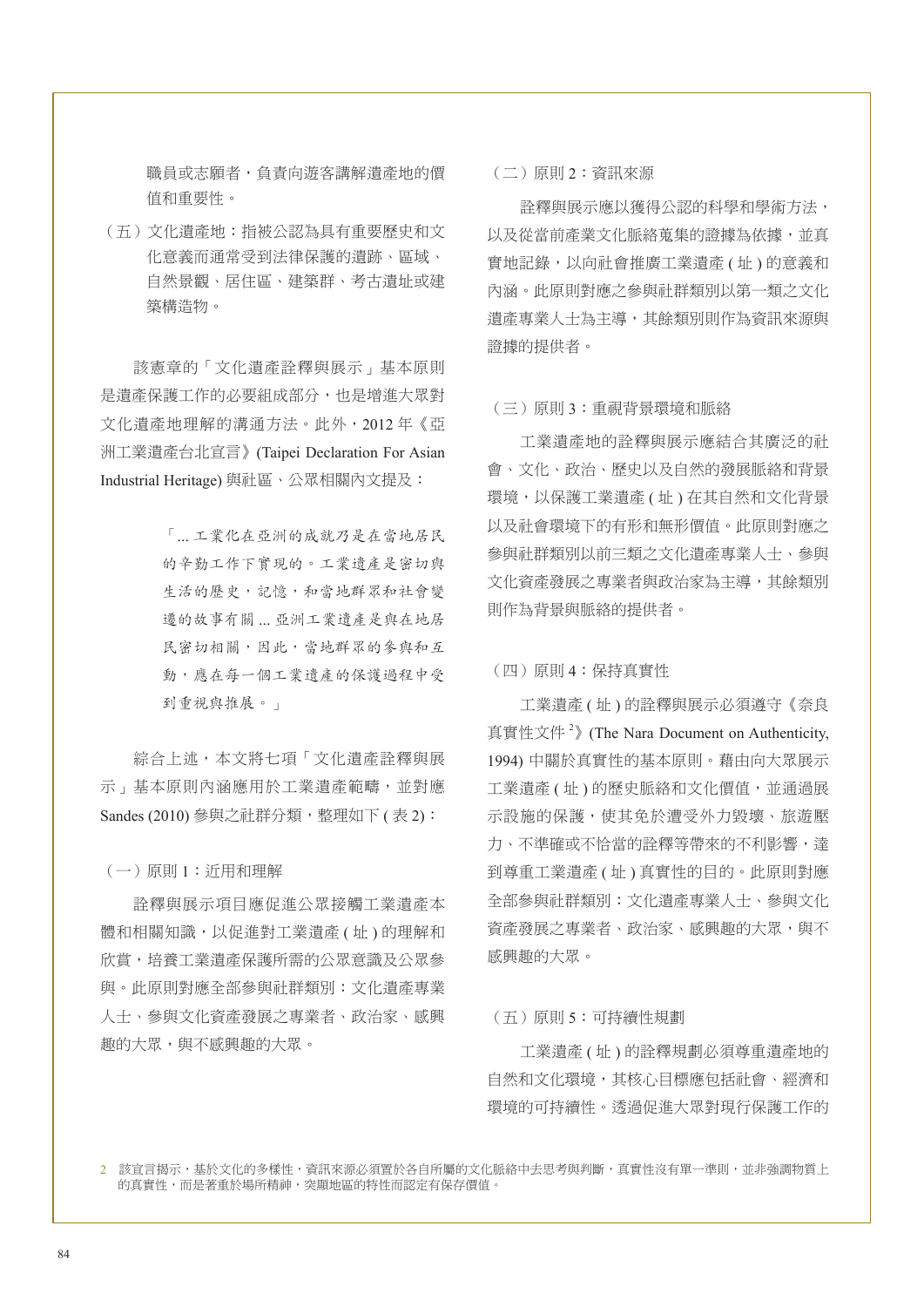職員或志願者，負責向遊客講解遺產地的價值和重要性。

（五）文化遺產地：指被公認為具有重要歷史和文化意義而通常受到法律保護的遺跡、區域、自然景觀、居住區、建築群、考古遺址或建築構造物。

該憲章的「文化遺產詮釋與展示」基本原則是遺產保護工作的必要組成部分，也是增進大眾對文化遺產地理解的溝通方法。此外，2012 年《亞洲工業遺產台北宣言》(Taipei Declaration For Asian Industrial Heritage) 與社區、公眾相關內文提及：

> 「... 工業化在亞洲的成就乃是在當地居民的辛勤工作下實現的。工業遺產是密切與生活的歷史，記憶，和當地群眾和社會變遷的故事有關 ... 亞洲工業遺產是與在地居民密切相關，因此，當地群眾的參與和互動，應在每一個工業遺產的保護過程中受到重視與推展。」

綜合上述，本文將七項「文化遺產詮釋與展示」基本原則內涵應用於工業遺產範疇，並對應 Sandes (2010) 參與之社群分類，整理如下 ( 表 2)：

（一）原則 1：近用和理解

詮釋與展示項目應促進公眾接觸工業遺產本體和相關知識，以促進對工業遺產 ( 址 ) 的理解和欣賞，培養工業遺產保護所需的公眾意識及公眾參與。此原則對應全部參與社群類別：文化遺產專業人士、參與文化資產發展之專業者、政治家、感興趣的大眾，與不感興趣的大眾。

（二）原則 2：資訊來源

詮釋與展示應以獲得公認的科學和學術方法，以及從當前產業文化脈絡蒐集的證據為依據，並真實地記錄，以向社會推廣工業遺產 ( 址 ) 的意義和內涵。此原則對應之參與社群類別以第一類之文化遺產專業人士為主導，其餘類別則作為資訊來源與證據的提供者。

（三）原則 3：重視背景環境和脈絡

工業遺產地的詮釋與展示應結合其廣泛的社會、文化、政治、歷史以及自然的發展脈絡和背景環境，以保護工業遺產 ( 址 ) 在其自然和文化背景以及社會環境下的有形和無形價值。此原則對應之參與社群類別以前三類之文化遺產專業人士、參與文化資產發展之專業者與政治家為主導，其餘類別則作為背景與脈絡的提供者。

（四）原則 4：保持真實性

工業遺產 ( 址 ) 的詮釋與展示必須遵守《奈良真實性文件[2]》(The Nara Document on Authenticity, 1994) 中關於真實性的基本原則。藉由向大眾展示工業遺產 ( 址 ) 的歷史脈絡和文化價值，並通過展示設施的保護，使其免於遭受外力毀壞、旅遊壓力、不準確或不恰當的詮釋等帶來的不利影響，達到尊重工業遺產 ( 址 ) 真實性的目的。此原則對應全部參與社群類別：文化遺產專業人士、參與文化資產發展之專業者、政治家、感興趣的大眾，與不感興趣的大眾。

（五）原則 5：可持續性規劃

工業遺產 ( 址 ) 的詮釋規劃必須尊重遺產地的自然和文化環境，其核心目標應包括社會、經濟和環境的可持續性。透過促進大眾對現行保護工作的

[2] 該宣言揭示，基於文化的多樣性，資訊來源必須置於各自所屬的文化脈絡中去思考與判斷，真實性沒有單一準則，並非強調物質上的真實性，而是著重於場所精神，突顯地區的特性而認定有保存價值。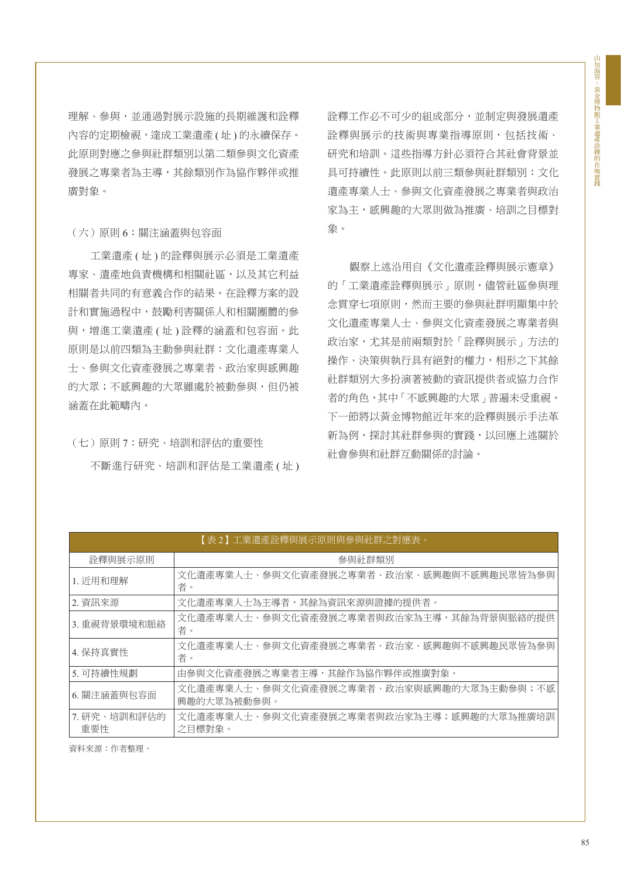理解、參與，並通過對展示設施的長期維護和詮釋內容的定期檢視，達成工業遺產 ( 址 ) 的永續保存。此原則對應之參與社群類別以第二類參與文化資產發展之專業者為主導，其餘類別作為協作夥伴或推廣對象。

（六）原則 6：關注涵蓋與包容面

工業遺產 ( 址 ) 的詮釋與展示必須是工業遺產專家、遺產地負責機構和相關社區，以及其它利益相關者共同的有意義合作的結果。在詮釋方案的設計和實施過程中，鼓勵利害關係人和相關團體的參與，增進工業遺產 ( 址 ) 詮釋的涵蓋和包容面。此原則是以前四類為主動參與社群：文化遺產專業人士、參與文化資產發展之專業者、政治家與感興趣的大眾；不感興趣的大眾雖處於被動參與，但仍被涵蓋在此範疇內。

（七）原則 7：研究、培訓和評估的重要性

不斷進行研究、培訓和評估是工業遺產 ( 址 ) 詮釋工作必不可少的組成部分，並制定與發展遺產詮釋與展示的技術與專業指導原則，包括技術、研究和培訓。這些指導方針必須符合其社會背景並具可持續性。此原則以前三類參與社群類別：文化遺產專業人士、參與文化資產發展之專業者與政治家為主，感興趣的大眾則做為推廣、培訓之目標對象。

觀察上述沿用自《文化遺產詮釋與展示憲章》的「工業遺產詮釋與展示」原則，儘管社區參與理念貫穿七項原則，然而主要的參與社群明顯集中於文化遺產專業人士、參與文化資產發展之專業者與政治家，尤其是前兩類對於「詮釋與展示」方法的操作、決策與執行具有絕對的權力，相形之下其餘社群類別大多扮演著被動的資訊提供者或協力合作者的角色，其中「不感興趣的大眾」普遍未受重視。下一節將以黃金博物館近年來的詮釋與展示手法革新為例，探討其社群參與的實踐，以回應上述關於社會參與和社群互動關係的討論。

【表 2】工業遺產詮釋與展示原則與參與社群之對應表。

| 詮釋與展示原則 | 參與社群類別 |
| --- | --- |
| 1. 近用和理解 | 文化遺產專業人士、參與文化資產發展之專業者、政治家、感興趣與不感興趣民眾皆為參與者。 |
| 2. 資訊來源 | 文化遺產專業人士為主導者，其餘為資訊來源與證據的提供者。 |
| 3. 重視背景環境和脈絡 | 文化遺產專業人士、參與文化資產發展之專業者與政治家為主導，其餘為背景與脈絡的提供者。 |
| 4. 保持真實性 | 文化遺產專業人士、參與文化資產發展之專業者、政治家、感興趣與不感興趣民眾皆為參與者。 |
| 5. 可持續性規劃 | 由參與文化資產發展之專業者主導，其餘作為協作夥伴或推廣對象。 |
| 6. 關注涵蓋與包容面 | 文化遺產專業人士、參與文化資產發展之專業者、政治家與感興趣的大眾為主動參與；不感興趣的大眾為被動參與。 |
| 7. 研究、培訓和評估的重要性 | 文化遺產專業人士、參與文化資產發展之專業者與政治家為主導；感興趣的大眾為推廣培訓之目標對象。 |

資料來源：作者整理。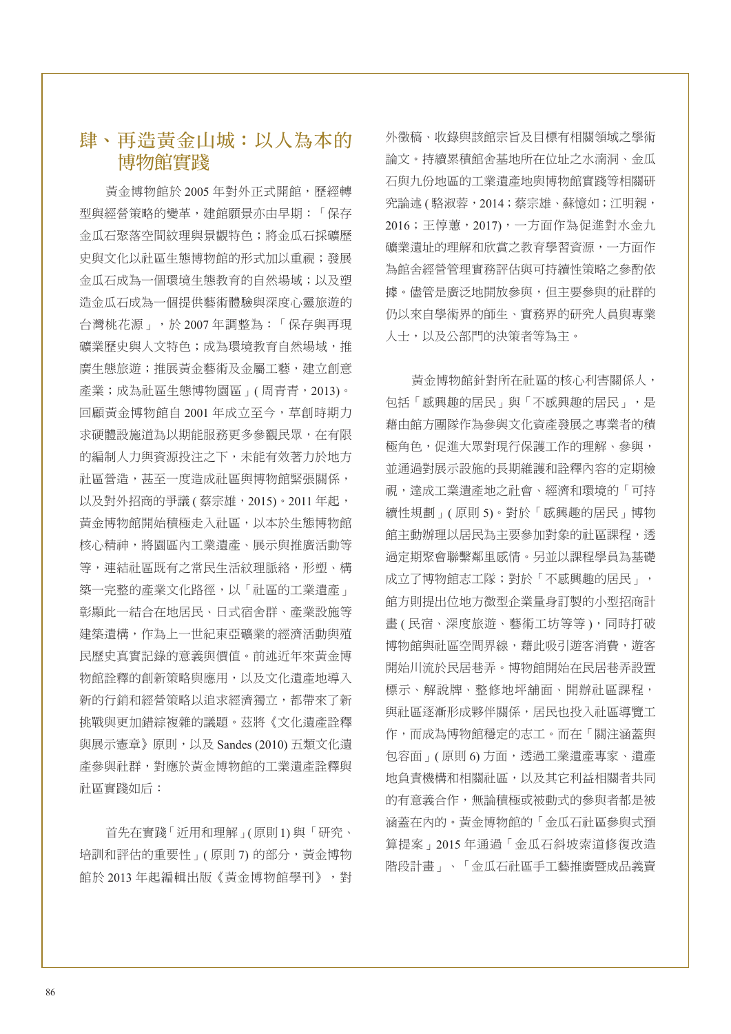## 肆、再造黃金山城：以人為本的博物館實踐

黃金博物館於 2005 年對外正式開館，歷經轉型與經營策略的變革，建館願景亦由早期：「保存金瓜石聚落空間紋理與景觀特色；將金瓜石採礦歷史與文化以社區生態博物館的形式加以重視；發展金瓜石成為一個環境生態教育的自然場域；以及塑造金瓜石成為一個提供藝術體驗與深度心靈旅遊的台灣桃花源」，於 2007 年調整為：「保存與再現礦業歷史與人文特色；成為環境教育自然場域，推廣生態旅遊；推展黃金藝術及金屬工藝，建立創意產業；成為社區生態博物園區」( 周青青，2013)。回顧黃金博物館自 2001 年成立至今，草創時期力求硬體設施道為以期能服務更多參觀民眾，在有限的編制人力與資源投注之下，未能有效著力於地方社區營造，甚至一度造成社區與博物館緊張關係，以及對外招商的爭議 ( 蔡宗雄，2015)。2011 年起，黃金博物館開始積極走入社區，以本於生態博物館核心精神，將園區內工業遺產、展示與推廣活動等等，連結社區既有之常民生活紋理脈絡，形塑、構築一完整的產業文化路徑，以「社區的工業遺產」彰顯此一結合在地居民、日式宿舍群、產業設施等建築遺構，作為上一世紀東亞礦業的經濟活動與殖民歷史真實記錄的意義與價值。前述近年來黃金博物館詮釋的創新策略與應用，以及文化遺產地導入新的行銷和經營策略以追求經濟獨立，都帶來了新挑戰與更加錯綜複雜的議題。茲將《文化遺產詮釋與展示憲章》原則，以及 Sandes (2010) 五類文化遺產參與社群，對應於黃金博物館的工業遺產詮釋與社區實踐如后：

首先在實踐「近用和理解」(原則 1) 與「研究、培訓和評估的重要性」( 原則 7) 的部分，黃金博物館於 2013 年起編輯出版《黃金博物館學刊》，對外徵稿、收錄與該館宗旨及目標有相關領域之學術論文。持續累積館舍基地所在位址之水湳洞、金瓜石與九份地區的工業遺產地與博物館實踐等相關研究論述 ( 駱淑蓉，2014；蔡宗雄、蘇憶如；江明親，2016；王惇蕙，2017)，一方面作為促進對水金九礦業遺址的理解和欣賞之教育學習資源，一方面作為館舍經營管理實務評估與可持續性策略之參酌依據。儘管是廣泛地開放參與，但主要參與的社群的仍以來自學術界的師生、實務界的研究人員與專業人士，以及公部門的決策者等為主。

黃金博物館針對所在社區的核心利害關係人，包括「感興趣的居民」與「不感興趣的居民」，是藉由館方團隊作為參與文化資產發展之專業者的積極角色，促進大眾對現行保護工作的理解、參與，並通過對展示設施的長期維護和詮釋內容的定期檢視，達成工業遺產地之社會、經濟和環境的「可持續性規劃」( 原則 5)。對於「感興趣的居民」博物館主動辦理以居民為主要參加對象的社區課程，透過定期聚會聯繫鄰里感情。另並以課程學員為基礎成立了博物館志工隊；對於「不感興趣的居民」，館方則提出位地方微型企業量身訂製的小型招商計畫 ( 民宿、深度旅遊、藝術工坊等等 )，同時打破博物館與社區空間界線，藉此吸引遊客消費，遊客開始川流於民居巷弄。博物館開始在民居巷弄設置標示、解說牌、整修地坪舖面、開辦社區課程，與社區逐漸形成夥伴關係，居民也投入社區導覽工作，而成為博物館穩定的志工。而在「關注涵蓋與包容面」( 原則 6) 方面，透過工業遺產專家、遺產地負責機構和相關社區，以及其它利益相關者共同的有意義合作，無論積極或被動式的參與者都是被涵蓋在內的。黃金博物館的「金瓜石社區參與式預算提案」2015 年通過「金瓜石斜坡索道修復改造階段計畫」、「金瓜石社區手工藝推廣暨成品義賣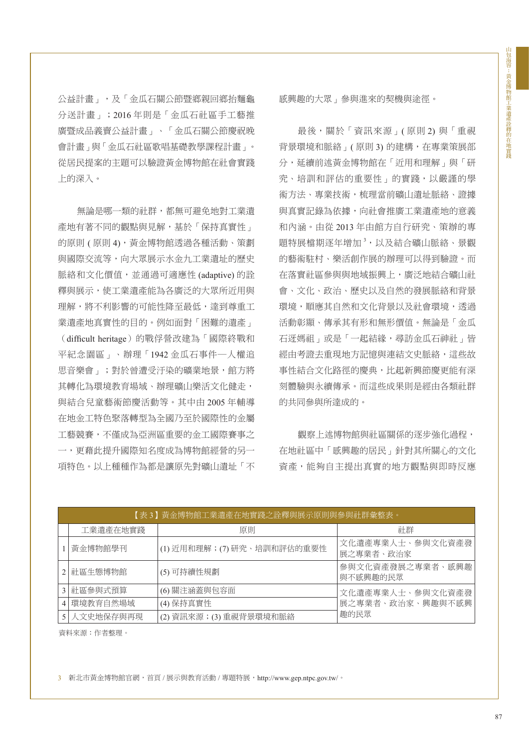公益計畫」，及「金瓜石關公節暨鄉親回鄉抬麵龜分送計畫」；2016 年則是「金瓜石社區手工藝推廣暨成品義賣公益計畫」、「金瓜石關公節慶祝晚會計畫」與「金瓜石社區歌唱基礎教學課程計畫」。從居民提案的主題可以驗證黃金博物館在社會實踐上的深入。

無論是哪一類的社群，都無可避免地對工業遺產地有著不同的觀點與見解，基於「保持真實性」的原則 ( 原則 4)，黃金博物館透過各種活動、策劃與國際交流等，向大眾展示水金九工業遺址的歷史脈絡和文化價值，並通過可適應性 (adaptive) 的詮釋與展示，使工業遺產能為各廣泛的大眾所近用與理解，將不利影響的可能性降至最低，達到尊重工業遺產地真實性的目的。例如面對「困難的遺產」（difficult heritage）的戰俘營改建為「國際終戰和平紀念園區」、辦理「1942 金瓜石事件—人權追思音樂會」；對於曾遭受汙染的礦業地景，館方將其轉化為環境教育場域、辦理礦山樂活文化健走，與結合兒童藝術節慶活動等。其中由 2005 年輔導在地金工特色聚落轉型為全國乃至於國際性的金屬工藝競賽，不僅成為亞洲區重要的金工國際賽事之一，更藉此提升國際知名度成為博物館經營的另一項特色。以上種種作為都是讓原先對礦山遺址「不感興趣的大眾」參與進來的契機與途徑。

最後，關於「資訊來源」( 原則 2) 與「重視背景環境和脈絡」( 原則 3) 的建構，在專業策展部分，延續前述黃金博物館在「近用和理解」與「研究、培訓和評估的重要性」的實踐，以嚴謹的學術方法、專業技術，梳理當前礦山遺址脈絡、證據與真實記錄為依據，向社會推廣工業遺產地的意義和內涵。由從 2013 年由館方自行研究、策辦的專題特展檔期逐年增加 [3]，以及結合礦山脈絡、景觀的藝術駐村、樂活創作展的辦理可以得到驗證。而在落實社區參與與地域振興上，廣泛地結合礦山社會、文化、政治、歷史以及自然的發展脈絡和背景環境，順應其自然和文化背景以及社會環境，透過活動彰顯、傳承其有形和無形價值。無論是「金瓜石迓媽祖」或是「一起結緣，尋訪金瓜石神社」皆經由考證去重現地方記憶與連結文史脈絡，這些故事性結合文化路徑的慶典，比起新興節慶更能有深刻體驗與永續傳承。而這些成果則是經由各類社群的共同參與所達成的。

觀察上述博物館與社區關係的逐步強化過程，在地社區中「感興趣的居民」針對其所關心的文化資產，能夠自主提出真實的地方觀點與即時反應

【表 3】黃金博物館工業遺產在地實踐之詮釋與展示原則與參與社群彙整表。

| | 工業遺產在地實踐 | 原則 | 社群 |
|---|---|---|---|
| 1 | 黃金博物館學刊 | (1) 近用和理解；(7) 研究、培訓和評估的重要性 | 文化遺產專業人士、參與文化資產發展之專業者、政治家 |
| 2 | 社區生態博物館 | (5) 可持續性規劃 | 參與文化資產發展之專業者、感興趣與不感興趣的民眾 |
| 3 | 社區參與式預算 | (6) 關注涵蓋與包容面 | 文化遺產專業人士、參與文化資產發展之專業者、政治家、興趣與不感興趣的民眾 |
| 4 | 環境教育自然場域 | (4) 保持真實性 | |
| 5 | 人文史地保存與再現 | (2) 資訊來源；(3) 重視背景環境和脈絡 | |

資料來源：作者整理。

3　新北市黃金博物館官網，首頁 / 展示與教育活動 / 專題特展，http://www.gep.ntpc.gov.tw/。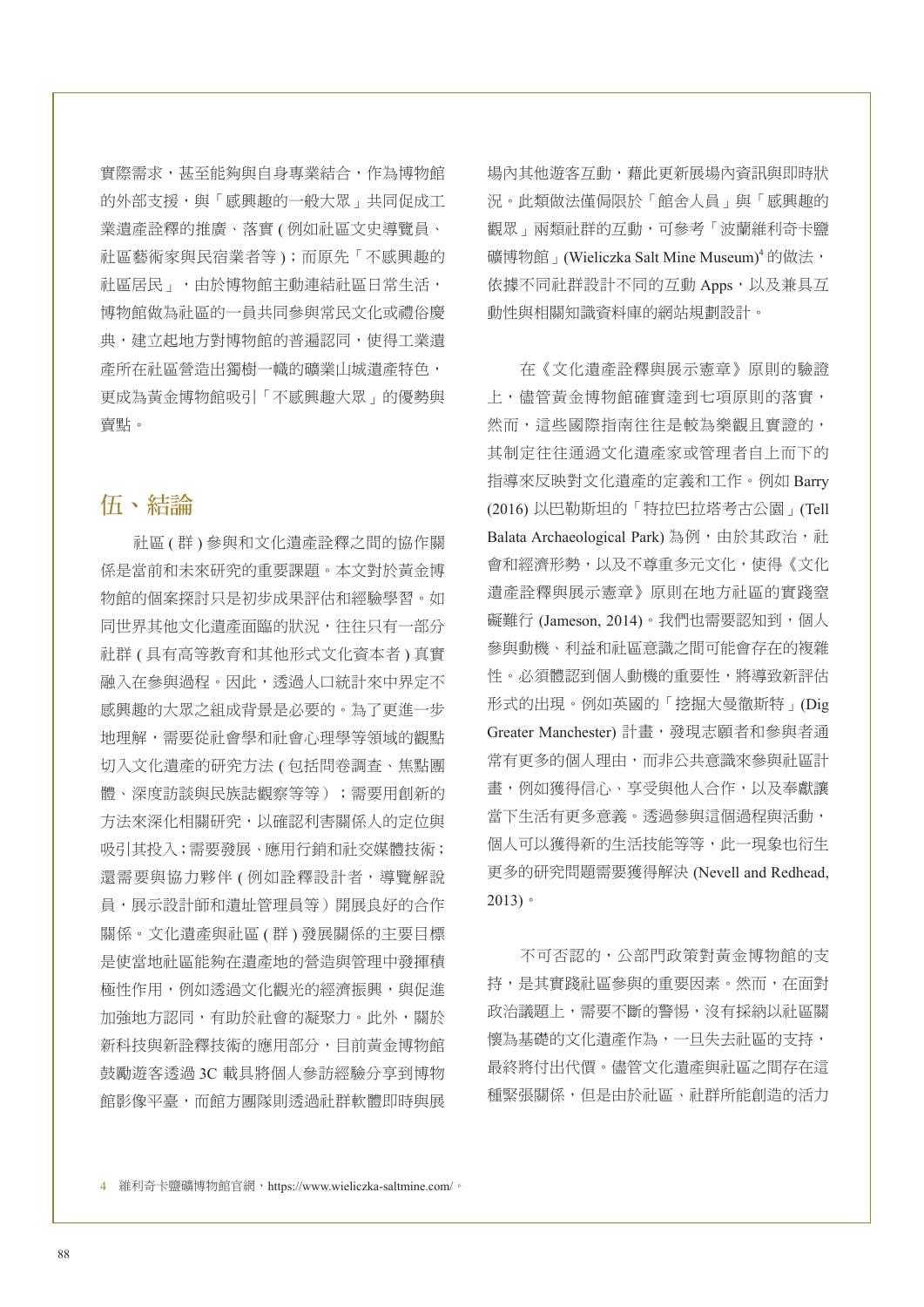實際需求，甚至能夠與自身專業結合，作為博物館的外部支援，與「感興趣的一般大眾」共同促成工業遺產詮釋的推廣、落實 ( 例如社區文史導覽員、社區藝術家與民宿業者等 )；而原先「不感興趣的社區居民」，由於博物館主動連結社區日常生活，博物館做為社區的一員共同參與常民文化或禮俗慶典，建立起地方對博物館的普遍認同，使得工業遺產所在社區營造出獨樹一幟的礦業山城遺產特色，更成為黃金博物館吸引「不感興趣大眾」的優勢與賣點。

## 伍、結論

社區 ( 群 ) 參與和文化遺產詮釋之間的協作關係是當前和未來研究的重要課題。本文對於黃金博物館的個案探討只是初步成果評估和經驗學習。如同世界其他文化遺產面臨的狀況，往往只有一部分社群 ( 具有高等教育和其他形式文化資本者 ) 真實融入在參與過程。因此，透過人口統計來中界定不感興趣的大眾之組成背景是必要的。為了更進一步地理解，需要從社會學和社會心理學等領域的觀點切入文化遺產的研究方法 ( 包括問卷調查、焦點團體、深度訪談與民族誌觀察等等）；需要用創新的方法來深化相關研究，以確認利害關係人的定位與吸引其投入；需要發展、應用行銷和社交媒體技術；還需要與協力夥伴 ( 例如詮釋設計者，導覽解說員，展示設計師和遺址管理員等）開展良好的合作關係。文化遺產與社區 ( 群 ) 發展關係的主要目標是使當地社區能夠在遺產地的營造與管理中發揮積極性作用，例如透過文化觀光的經濟振興，與促進加強地方認同，有助於社會的凝聚力。此外，關於新科技與新詮釋技術的應用部分，目前黃金博物館鼓勵遊客透過 3C 載具將個人參訪經驗分享到博物館影像平臺，而館方團隊則透過社群軟體即時與展場內其他遊客互動，藉此更新展場內資訊與即時狀況。此類做法僅侷限於「館舍人員」與「感興趣的觀眾」兩類社群的互動，可參考「波蘭維利奇卡鹽礦博物館」(Wieliczka Salt Mine Museum)[4] 的做法，依據不同社群設計不同的互動 Apps，以及兼具互動性與相關知識資料庫的網站規劃設計。

在《文化遺產詮釋與展示憲章》原則的驗證上，儘管黃金博物館確實達到七項原則的落實，然而，這些國際指南往往是較為樂觀且實證的，其制定往往通過文化遺產家或管理者自上而下的指導來反映對文化遺產的定義和工作。例如 Barry (2016) 以巴勒斯坦的「特拉巴拉塔考古公園」(Tell Balata Archaeological Park) 為例，由於其政治，社會和經濟形勢，以及不尊重多元文化，使得《文化遺產詮釋與展示憲章》原則在地方社區的實踐窒礙難行 (Jameson, 2014)。我們也需要認知到，個人參與動機、利益和社區意識之間可能會存在的複雜性。必須體認到個人動機的重要性，將導致新評估形式的出現。例如英國的「挖掘大曼徹斯特」(Dig Greater Manchester) 計畫，發現志願者和參與者通常有更多的個人理由，而非公共意識來參與社區計畫，例如獲得信心、享受與他人合作，以及奉獻讓當下生活有更多意義。透過參與這個過程與活動，個人可以獲得新的生活技能等等，此一現象也衍生更多的研究問題需要獲得解決 (Nevell and Redhead, 2013)。

不可否認的，公部門政策對黃金博物館的支持，是其實踐社區參與的重要因素。然而，在面對政治議題上，需要不斷的警惕，沒有採納以社區關懷為基礎的文化遺產作為，一旦失去社區的支持，最終將付出代價。儘管文化遺產與社區之間存在這種緊張關係，但是由於社區、社群所能創造的活力

4 維利奇卡鹽礦博物館官網，https://www.wieliczka-saltmine.com/。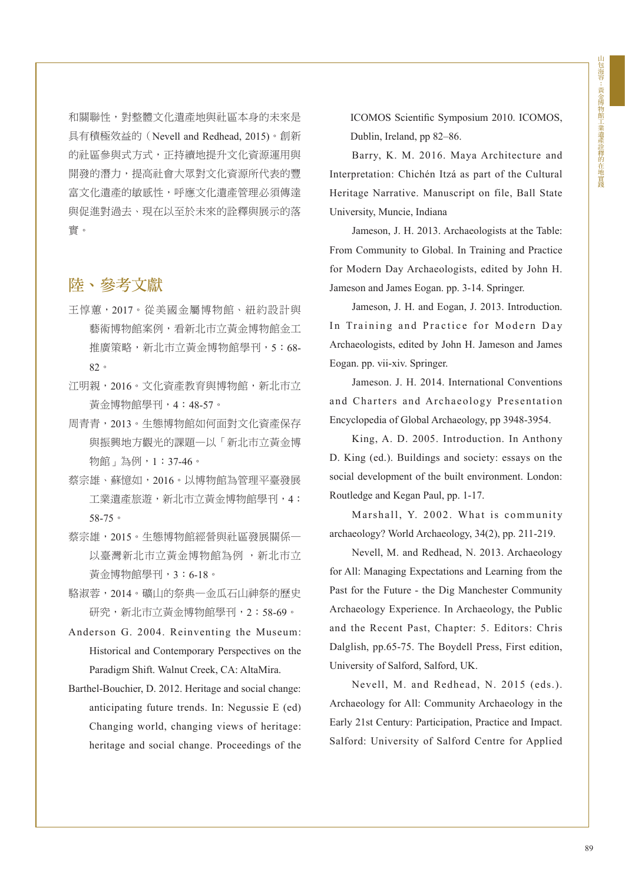和關聯性，對整體文化遺產地與社區本身的未來是具有積極效益的（Nevell and Redhead, 2015）。創新的社區參與式方式，正持續地提升文化資源運用與開發的潛力，提高社會大眾對文化資源所代表的豐富文化遺產的敏感性，呼應文化遺產管理必須傳達與促進對過去、現在以至於未來的詮釋與展示的落實。

## 陸、參考文獻

王惇蕙，2017。從美國金屬博物館、紐約設計與藝術博物館案例，看新北市立黃金博物館金工推廣策略，新北市立黃金博物館學刊，5：68-82。

江明親，2016。文化資產教育與博物館，新北市立黃金博物館學刊，4：48-57。

周青青，2013。生態博物館如何面對文化資產保存與振興地方觀光的課題—以「新北市立黃金博物館」為例，1：37-46。

蔡宗雄、蘇憶如，2016。以博物館為管理平臺發展工業遺產旅遊，新北市立黃金博物館學刊，4：58-75。

蔡宗雄，2015。生態博物館經營與社區發展關係—以臺灣新北市立黃金博物館為例 ，新北市立黃金博物館學刊，3：6-18。

駱淑蓉，2014。礦山的祭典—金瓜石山神祭的歷史研究，新北市立黃金博物館學刊，2：58-69。

Anderson G. 2004. Reinventing the Museum: Historical and Contemporary Perspectives on the Paradigm Shift. Walnut Creek, CA: AltaMira.

Barthel-Bouchier, D. 2012. Heritage and social change: anticipating future trends. In: Negussie E (ed) Changing world, changing views of heritage: heritage and social change. Proceedings of the ICOMOS Scientific Symposium 2010. ICOMOS, Dublin, Ireland, pp 82–86.

Barry, K. M. 2016. Maya Architecture and Interpretation: Chichén Itzá as part of the Cultural Heritage Narrative. Manuscript on file, Ball State University, Muncie, Indiana

Jameson, J. H. 2013. Archaeologists at the Table: From Community to Global. In Training and Practice for Modern Day Archaeologists, edited by John H. Jameson and James Eogan. pp. 3-14. Springer.

Jameson, J. H. and Eogan, J. 2013. Introduction. In Training and Practice for Modern Day Archaeologists, edited by John H. Jameson and James Eogan. pp. vii-xiv. Springer.

Jameson. J. H. 2014. International Conventions and Charters and Archaeology Presentation Encyclopedia of Global Archaeology, pp 3948-3954.

King, A. D. 2005. Introduction. In Anthony D. King (ed.). Buildings and society: essays on the social development of the built environment. London: Routledge and Kegan Paul, pp. 1-17.

Marshall, Y. 2002. What is community archaeology? World Archaeology, 34(2), pp. 211-219.

Nevell, M. and Redhead, N. 2013. Archaeology for All: Managing Expectations and Learning from the Past for the Future - the Dig Manchester Community Archaeology Experience. In Archaeology, the Public and the Recent Past, Chapter: 5. Editors: Chris Dalglish, pp.65-75. The Boydell Press, First edition, University of Salford, Salford, UK.

Nevell, M. and Redhead, N. 2015 (eds.). Archaeology for All: Community Archaeology in the Early 21st Century: Participation, Practice and Impact. Salford: University of Salford Centre for Applied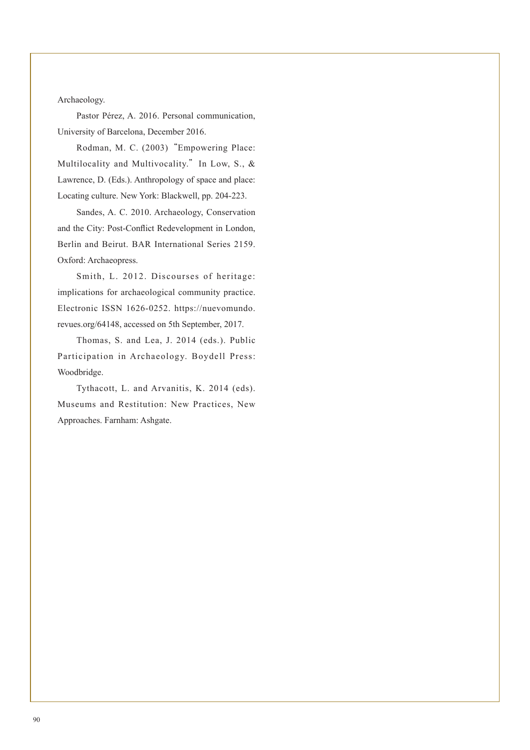Archaeology.

Pastor Pérez, A. 2016. Personal communication, University of Barcelona, December 2016.

Rodman, M. C. (2003) "Empowering Place: Multilocality and Multivocality." In Low, S., & Lawrence, D. (Eds.). Anthropology of space and place: Locating culture. New York: Blackwell, pp. 204-223.

Sandes, A. C. 2010. Archaeology, Conservation and the City: Post-Conflict Redevelopment in London, Berlin and Beirut. BAR International Series 2159. Oxford: Archaeopress.

Smith, L. 2012. Discourses of heritage: implications for archaeological community practice. Electronic ISSN 1626-0252. https://nuevomundo.revues.org/64148, accessed on 5th September, 2017.

Thomas, S. and Lea, J. 2014 (eds.). Public Participation in Archaeology. Boydell Press: Woodbridge.

Tythacott, L. and Arvanitis, K. 2014 (eds). Museums and Restitution: New Practices, New Approaches. Farnham: Ashgate.